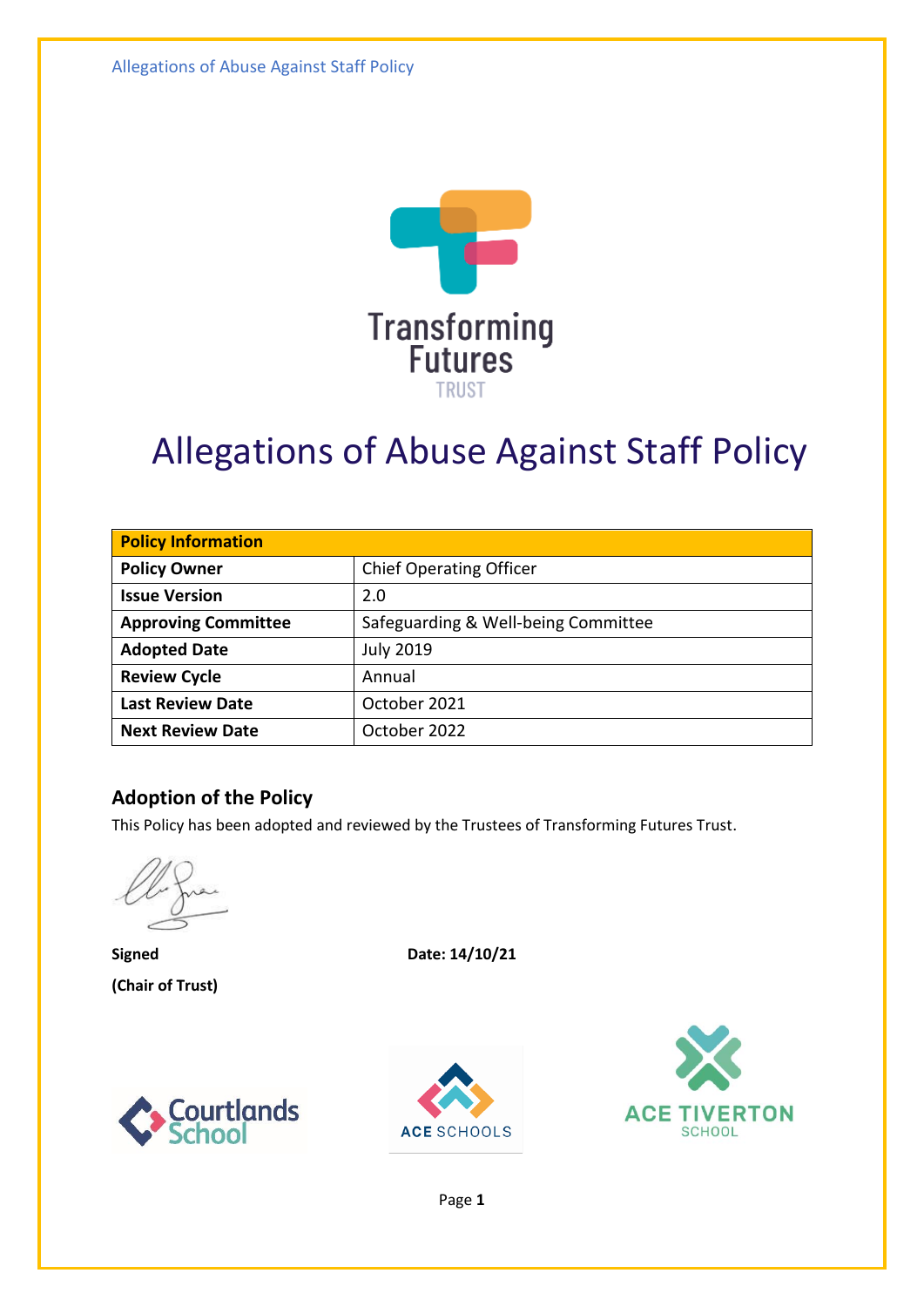Transforming Futures TRUST

# Allegations of Abuse Against Staff Policy

| Policy Information | |
|---|---|
| **Policy Owner** | Chief Operating Officer |
| **Issue Version** | 2.0 |
| **Approving Committee** | Safeguarding & Well-being Committee |
| **Adopted Date** | July 2019 |
| **Review Cycle** | Annual |
| **Last Review Date** | October 2021 |
| **Next Review Date** | October 2022 |

## Adoption of the Policy

This Policy has been adopted and reviewed by the Trustees of Transforming Futures Trust.

**Signed** **Date: 14/10/21**

**(Chair of Trust)**

Courtlands School ACE SCHOOLS ACE TIVERTON SCHOOL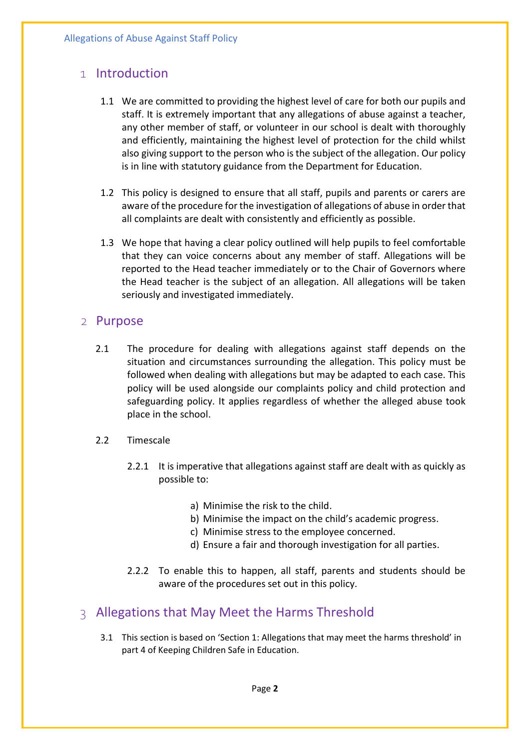## 1 Introduction

1.1 We are committed to providing the highest level of care for both our pupils and staff. It is extremely important that any allegations of abuse against a teacher, any other member of staff, or volunteer in our school is dealt with thoroughly and efficiently, maintaining the highest level of protection for the child whilst also giving support to the person who is the subject of the allegation. Our policy is in line with statutory guidance from the Department for Education.

1.2 This policy is designed to ensure that all staff, pupils and parents or carers are aware of the procedure for the investigation of allegations of abuse in order that all complaints are dealt with consistently and efficiently as possible.

1.3 We hope that having a clear policy outlined will help pupils to feel comfortable that they can voice concerns about any member of staff. Allegations will be reported to the Head teacher immediately or to the Chair of Governors where the Head teacher is the subject of an allegation. All allegations will be taken seriously and investigated immediately.

## 2 Purpose

2.1 The procedure for dealing with allegations against staff depends on the situation and circumstances surrounding the allegation. This policy must be followed when dealing with allegations but may be adapted to each case. This policy will be used alongside our complaints policy and child protection and safeguarding policy. It applies regardless of whether the alleged abuse took place in the school.

2.2 Timescale

2.2.1 It is imperative that allegations against staff are dealt with as quickly as possible to:

a) Minimise the risk to the child.
b) Minimise the impact on the child's academic progress.
c) Minimise stress to the employee concerned.
d) Ensure a fair and thorough investigation for all parties.

2.2.2 To enable this to happen, all staff, parents and students should be aware of the procedures set out in this policy.

## 3 Allegations that May Meet the Harms Threshold

3.1 This section is based on 'Section 1: Allegations that may meet the harms threshold' in part 4 of Keeping Children Safe in Education.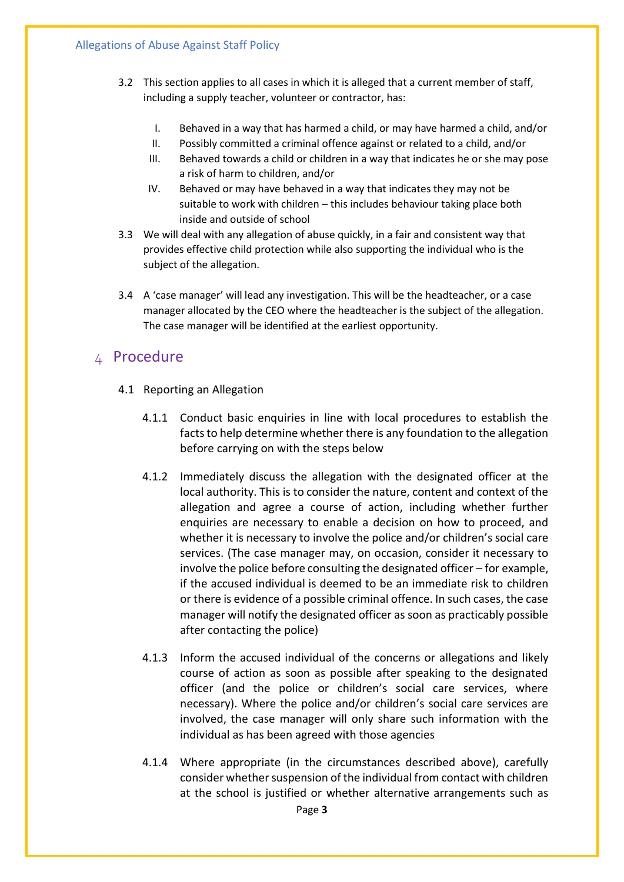3.2 This section applies to all cases in which it is alleged that a current member of staff, including a supply teacher, volunteer or contractor, has:

I. Behaved in a way that has harmed a child, or may have harmed a child, and/or
II. Possibly committed a criminal offence against or related to a child, and/or
III. Behaved towards a child or children in a way that indicates he or she may pose a risk of harm to children, and/or
IV. Behaved or may have behaved in a way that indicates they may not be suitable to work with children – this includes behaviour taking place both inside and outside of school

3.3 We will deal with any allegation of abuse quickly, in a fair and consistent way that provides effective child protection while also supporting the individual who is the subject of the allegation.

3.4 A 'case manager' will lead any investigation. This will be the headteacher, or a case manager allocated by the CEO where the headteacher is the subject of the allegation. The case manager will be identified at the earliest opportunity.

# 4 Procedure

4.1 Reporting an Allegation

4.1.1 Conduct basic enquiries in line with local procedures to establish the facts to help determine whether there is any foundation to the allegation before carrying on with the steps below

4.1.2 Immediately discuss the allegation with the designated officer at the local authority. This is to consider the nature, content and context of the allegation and agree a course of action, including whether further enquiries are necessary to enable a decision on how to proceed, and whether it is necessary to involve the police and/or children's social care services. (The case manager may, on occasion, consider it necessary to involve the police before consulting the designated officer – for example, if the accused individual is deemed to be an immediate risk to children or there is evidence of a possible criminal offence. In such cases, the case manager will notify the designated officer as soon as practicably possible after contacting the police)

4.1.3 Inform the accused individual of the concerns or allegations and likely course of action as soon as possible after speaking to the designated officer (and the police or children's social care services, where necessary). Where the police and/or children's social care services are involved, the case manager will only share such information with the individual as has been agreed with those agencies

4.1.4 Where appropriate (in the circumstances described above), carefully consider whether suspension of the individual from contact with children at the school is justified or whether alternative arrangements such as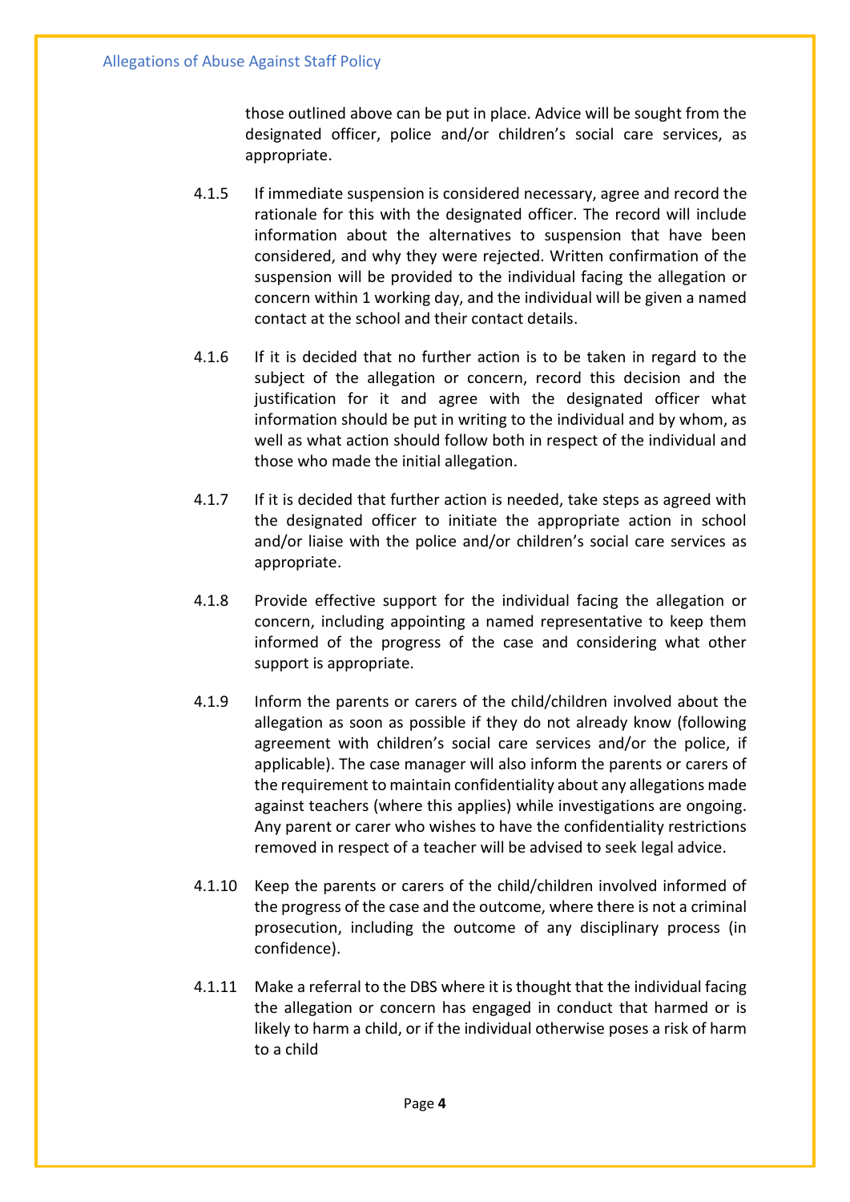those outlined above can be put in place. Advice will be sought from the designated officer, police and/or children's social care services, as appropriate.

4.1.5 If immediate suspension is considered necessary, agree and record the rationale for this with the designated officer. The record will include information about the alternatives to suspension that have been considered, and why they were rejected. Written confirmation of the suspension will be provided to the individual facing the allegation or concern within 1 working day, and the individual will be given a named contact at the school and their contact details.

4.1.6 If it is decided that no further action is to be taken in regard to the subject of the allegation or concern, record this decision and the justification for it and agree with the designated officer what information should be put in writing to the individual and by whom, as well as what action should follow both in respect of the individual and those who made the initial allegation.

4.1.7 If it is decided that further action is needed, take steps as agreed with the designated officer to initiate the appropriate action in school and/or liaise with the police and/or children's social care services as appropriate.

4.1.8 Provide effective support for the individual facing the allegation or concern, including appointing a named representative to keep them informed of the progress of the case and considering what other support is appropriate.

4.1.9 Inform the parents or carers of the child/children involved about the allegation as soon as possible if they do not already know (following agreement with children's social care services and/or the police, if applicable). The case manager will also inform the parents or carers of the requirement to maintain confidentiality about any allegations made against teachers (where this applies) while investigations are ongoing. Any parent or carer who wishes to have the confidentiality restrictions removed in respect of a teacher will be advised to seek legal advice.

4.1.10 Keep the parents or carers of the child/children involved informed of the progress of the case and the outcome, where there is not a criminal prosecution, including the outcome of any disciplinary process (in confidence).

4.1.11 Make a referral to the DBS where it is thought that the individual facing the allegation or concern has engaged in conduct that harmed or is likely to harm a child, or if the individual otherwise poses a risk of harm to a child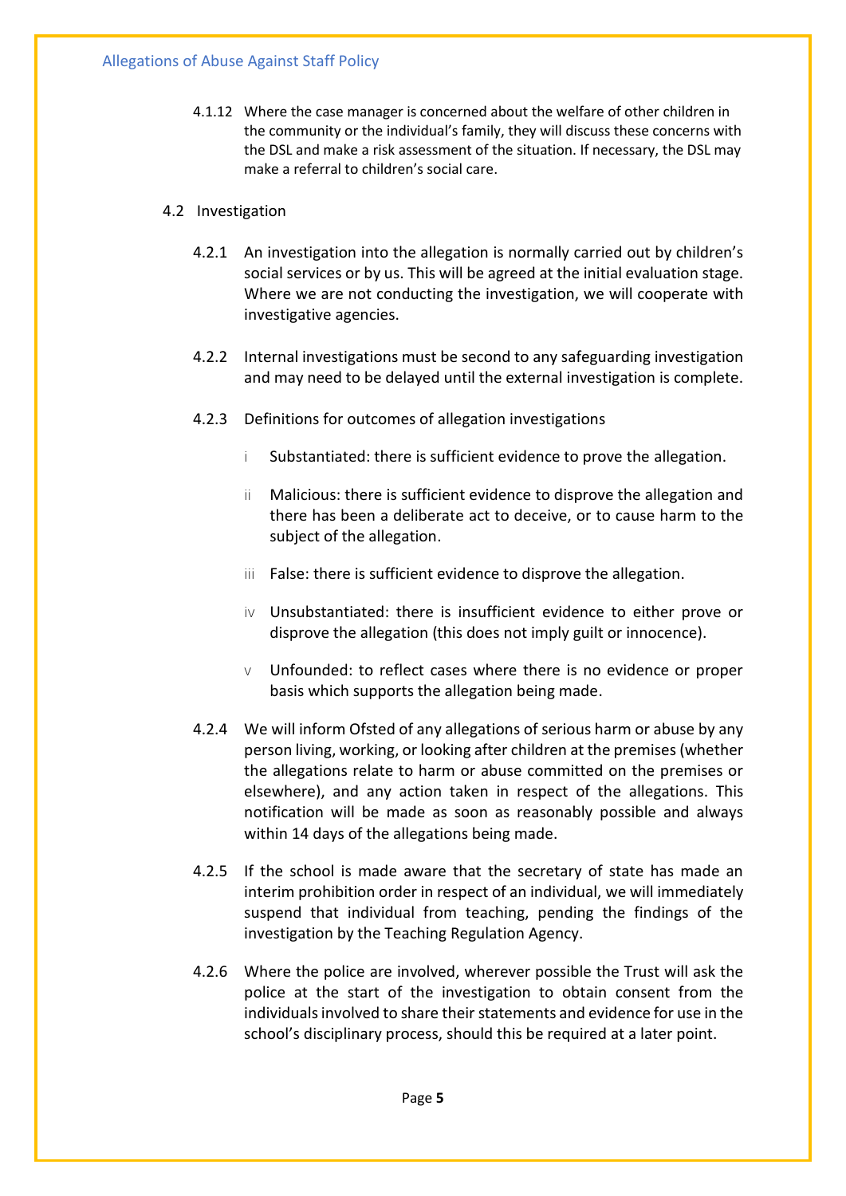4.1.12 Where the case manager is concerned about the welfare of other children in the community or the individual's family, they will discuss these concerns with the DSL and make a risk assessment of the situation. If necessary, the DSL may make a referral to children's social care.

## 4.2 Investigation

4.2.1 An investigation into the allegation is normally carried out by children's social services or by us. This will be agreed at the initial evaluation stage. Where we are not conducting the investigation, we will cooperate with investigative agencies.

4.2.2 Internal investigations must be second to any safeguarding investigation and may need to be delayed until the external investigation is complete.

4.2.3 Definitions for outcomes of allegation investigations

- i Substantiated: there is sufficient evidence to prove the allegation.
- ii Malicious: there is sufficient evidence to disprove the allegation and there has been a deliberate act to deceive, or to cause harm to the subject of the allegation.
- iii False: there is sufficient evidence to disprove the allegation.
- iv Unsubstantiated: there is insufficient evidence to either prove or disprove the allegation (this does not imply guilt or innocence).
- v Unfounded: to reflect cases where there is no evidence or proper basis which supports the allegation being made.

4.2.4 We will inform Ofsted of any allegations of serious harm or abuse by any person living, working, or looking after children at the premises (whether the allegations relate to harm or abuse committed on the premises or elsewhere), and any action taken in respect of the allegations. This notification will be made as soon as reasonably possible and always within 14 days of the allegations being made.

4.2.5 If the school is made aware that the secretary of state has made an interim prohibition order in respect of an individual, we will immediately suspend that individual from teaching, pending the findings of the investigation by the Teaching Regulation Agency.

4.2.6 Where the police are involved, wherever possible the Trust will ask the police at the start of the investigation to obtain consent from the individuals involved to share their statements and evidence for use in the school's disciplinary process, should this be required at a later point.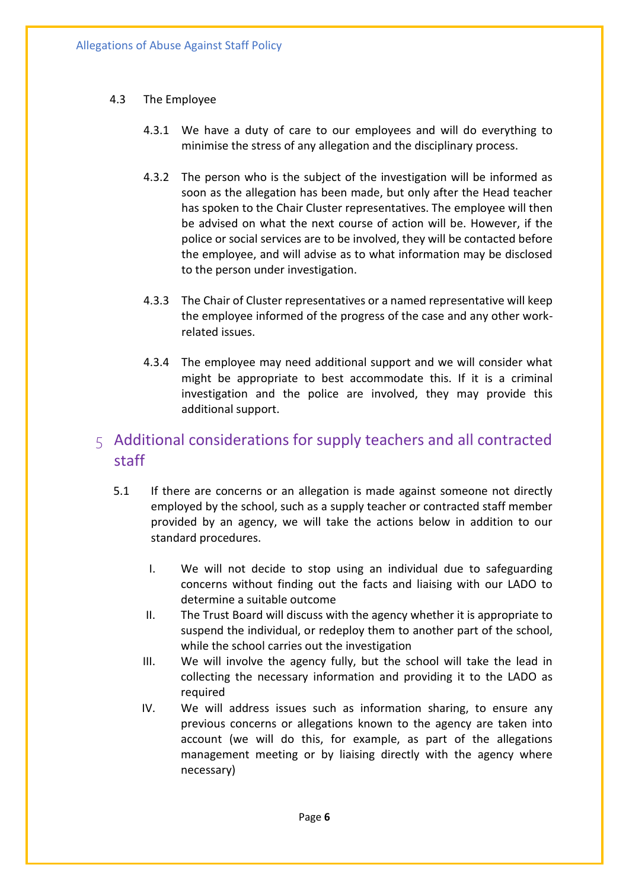### 4.3 The Employee

4.3.1 We have a duty of care to our employees and will do everything to minimise the stress of any allegation and the disciplinary process.

4.3.2 The person who is the subject of the investigation will be informed as soon as the allegation has been made, but only after the Head teacher has spoken to the Chair Cluster representatives. The employee will then be advised on what the next course of action will be. However, if the police or social services are to be involved, they will be contacted before the employee, and will advise as to what information may be disclosed to the person under investigation.

4.3.3 The Chair of Cluster representatives or a named representative will keep the employee informed of the progress of the case and any other work-related issues.

4.3.4 The employee may need additional support and we will consider what might be appropriate to best accommodate this. If it is a criminal investigation and the police are involved, they may provide this additional support.

## 5 Additional considerations for supply teachers and all contracted staff

5.1 If there are concerns or an allegation is made against someone not directly employed by the school, such as a supply teacher or contracted staff member provided by an agency, we will take the actions below in addition to our standard procedures.

I. We will not decide to stop using an individual due to safeguarding concerns without finding out the facts and liaising with our LADO to determine a suitable outcome

II. The Trust Board will discuss with the agency whether it is appropriate to suspend the individual, or redeploy them to another part of the school, while the school carries out the investigation

III. We will involve the agency fully, but the school will take the lead in collecting the necessary information and providing it to the LADO as required

IV. We will address issues such as information sharing, to ensure any previous concerns or allegations known to the agency are taken into account (we will do this, for example, as part of the allegations management meeting or by liaising directly with the agency where necessary)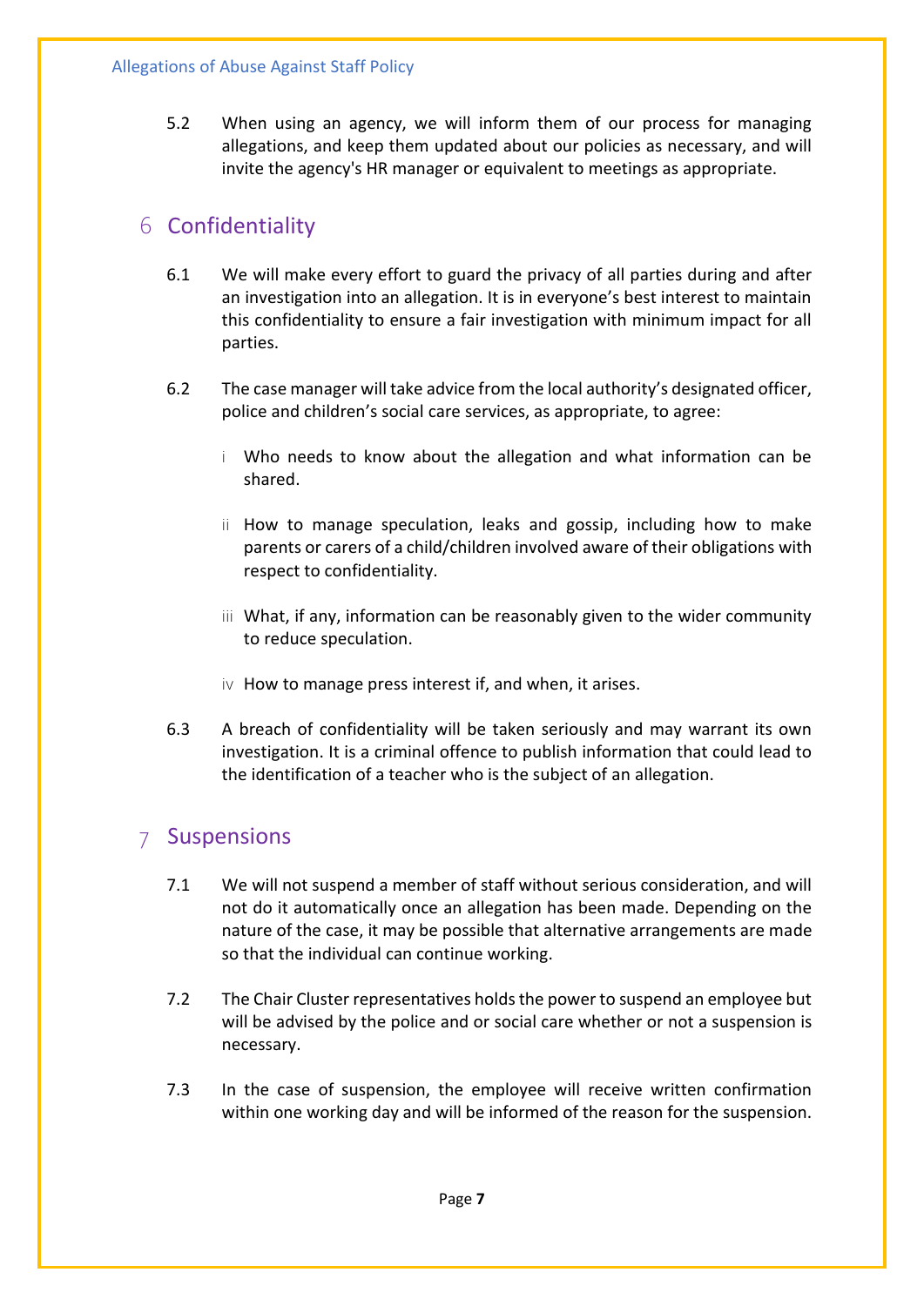5.2 When using an agency, we will inform them of our process for managing allegations, and keep them updated about our policies as necessary, and will invite the agency's HR manager or equivalent to meetings as appropriate.

## 6 Confidentiality

6.1 We will make every effort to guard the privacy of all parties during and after an investigation into an allegation. It is in everyone's best interest to maintain this confidentiality to ensure a fair investigation with minimum impact for all parties.

6.2 The case manager will take advice from the local authority's designated officer, police and children's social care services, as appropriate, to agree:

- i Who needs to know about the allegation and what information can be shared.
- ii How to manage speculation, leaks and gossip, including how to make parents or carers of a child/children involved aware of their obligations with respect to confidentiality.
- iii What, if any, information can be reasonably given to the wider community to reduce speculation.
- iv How to manage press interest if, and when, it arises.

6.3 A breach of confidentiality will be taken seriously and may warrant its own investigation. It is a criminal offence to publish information that could lead to the identification of a teacher who is the subject of an allegation.

## 7 Suspensions

7.1 We will not suspend a member of staff without serious consideration, and will not do it automatically once an allegation has been made. Depending on the nature of the case, it may be possible that alternative arrangements are made so that the individual can continue working.

7.2 The Chair Cluster representatives holds the power to suspend an employee but will be advised by the police and or social care whether or not a suspension is necessary.

7.3 In the case of suspension, the employee will receive written confirmation within one working day and will be informed of the reason for the suspension.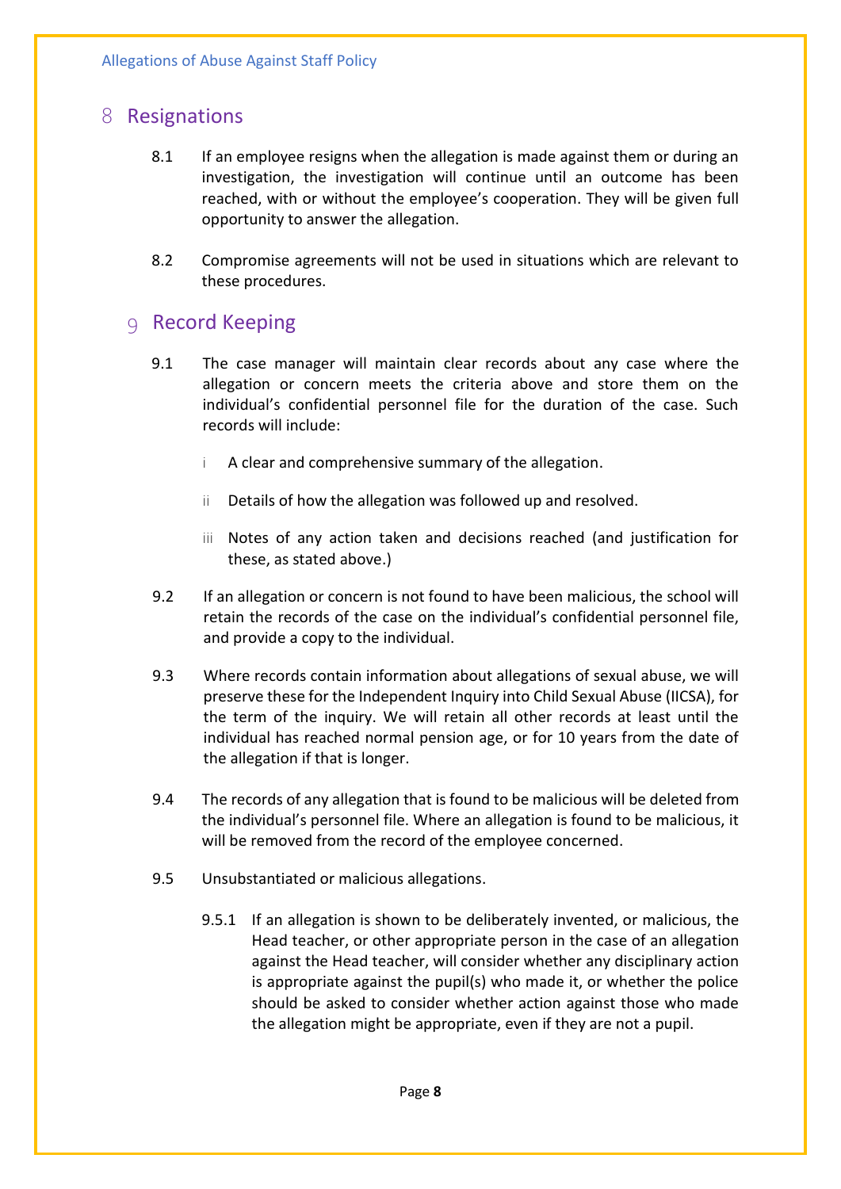## 8 Resignations

8.1 If an employee resigns when the allegation is made against them or during an investigation, the investigation will continue until an outcome has been reached, with or without the employee's cooperation. They will be given full opportunity to answer the allegation.

8.2 Compromise agreements will not be used in situations which are relevant to these procedures.

## 9 Record Keeping

9.1 The case manager will maintain clear records about any case where the allegation or concern meets the criteria above and store them on the individual's confidential personnel file for the duration of the case. Such records will include:

i A clear and comprehensive summary of the allegation.

ii Details of how the allegation was followed up and resolved.

iii Notes of any action taken and decisions reached (and justification for these, as stated above.)

9.2 If an allegation or concern is not found to have been malicious, the school will retain the records of the case on the individual's confidential personnel file, and provide a copy to the individual.

9.3 Where records contain information about allegations of sexual abuse, we will preserve these for the Independent Inquiry into Child Sexual Abuse (IICSA), for the term of the inquiry. We will retain all other records at least until the individual has reached normal pension age, or for 10 years from the date of the allegation if that is longer.

9.4 The records of any allegation that is found to be malicious will be deleted from the individual's personnel file. Where an allegation is found to be malicious, it will be removed from the record of the employee concerned.

9.5 Unsubstantiated or malicious allegations.

9.5.1 If an allegation is shown to be deliberately invented, or malicious, the Head teacher, or other appropriate person in the case of an allegation against the Head teacher, will consider whether any disciplinary action is appropriate against the pupil(s) who made it, or whether the police should be asked to consider whether action against those who made the allegation might be appropriate, even if they are not a pupil.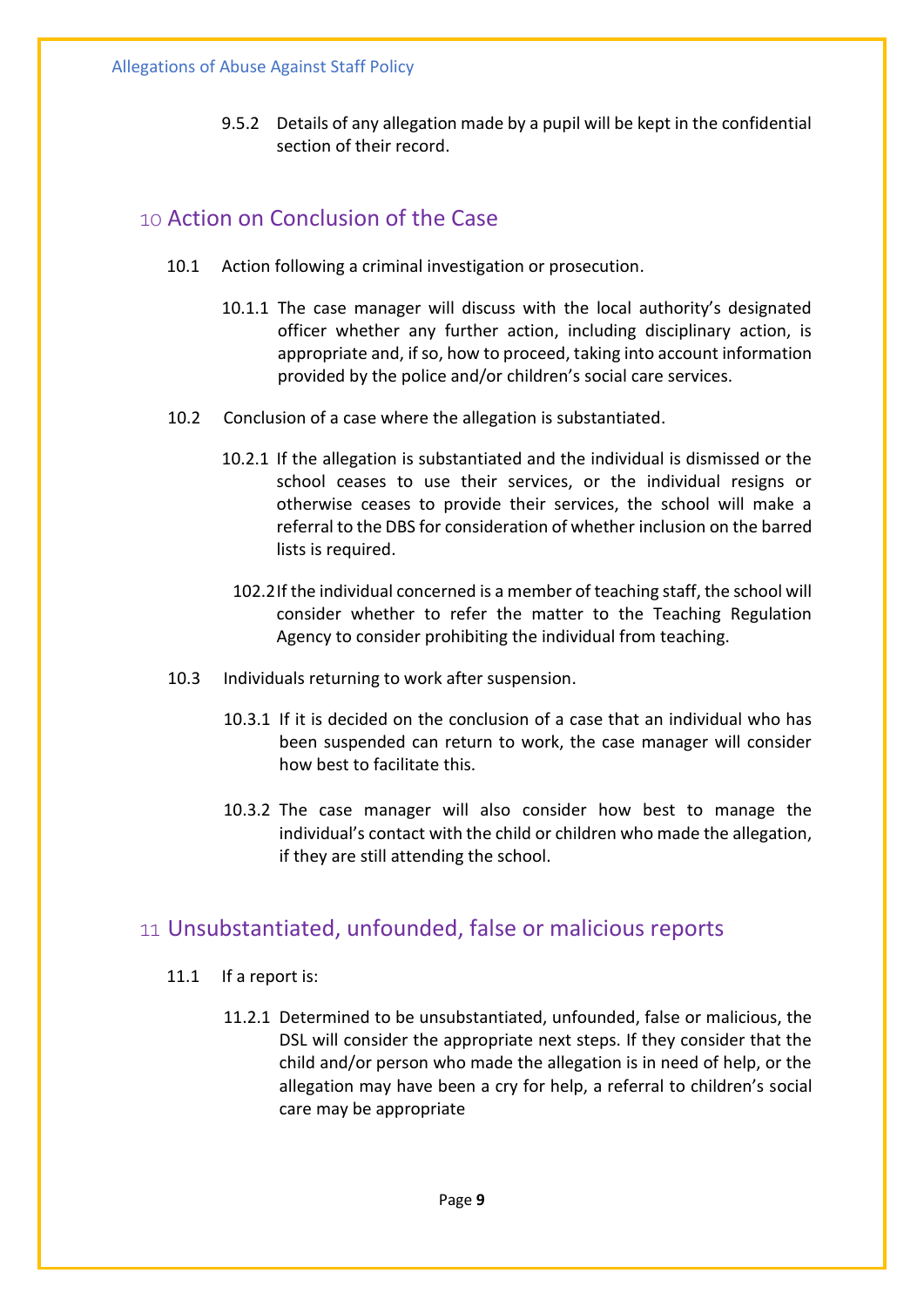9.5.2 Details of any allegation made by a pupil will be kept in the confidential section of their record.

## 10 Action on Conclusion of the Case

10.1 Action following a criminal investigation or prosecution.

10.1.1 The case manager will discuss with the local authority's designated officer whether any further action, including disciplinary action, is appropriate and, if so, how to proceed, taking into account information provided by the police and/or children's social care services.

10.2 Conclusion of a case where the allegation is substantiated.

10.2.1 If the allegation is substantiated and the individual is dismissed or the school ceases to use their services, or the individual resigns or otherwise ceases to provide their services, the school will make a referral to the DBS for consideration of whether inclusion on the barred lists is required.

102.2 If the individual concerned is a member of teaching staff, the school will consider whether to refer the matter to the Teaching Regulation Agency to consider prohibiting the individual from teaching.

10.3 Individuals returning to work after suspension.

10.3.1 If it is decided on the conclusion of a case that an individual who has been suspended can return to work, the case manager will consider how best to facilitate this.

10.3.2 The case manager will also consider how best to manage the individual's contact with the child or children who made the allegation, if they are still attending the school.

## 11 Unsubstantiated, unfounded, false or malicious reports

11.1 If a report is:

11.2.1 Determined to be unsubstantiated, unfounded, false or malicious, the DSL will consider the appropriate next steps. If they consider that the child and/or person who made the allegation is in need of help, or the allegation may have been a cry for help, a referral to children's social care may be appropriate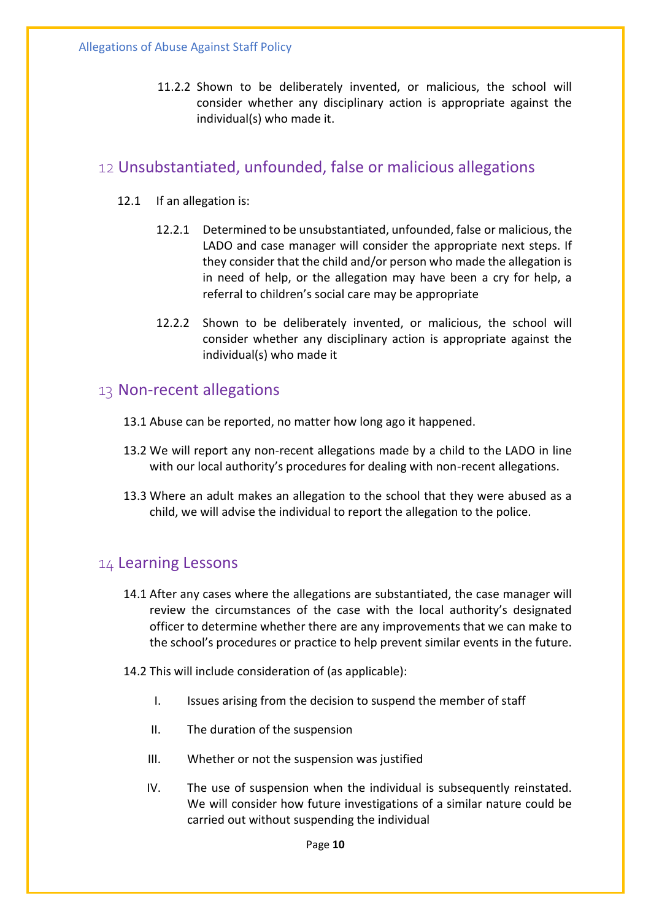11.2.2 Shown to be deliberately invented, or malicious, the school will consider whether any disciplinary action is appropriate against the individual(s) who made it.

## 12 Unsubstantiated, unfounded, false or malicious allegations

12.1 If an allegation is:

12.2.1 Determined to be unsubstantiated, unfounded, false or malicious, the LADO and case manager will consider the appropriate next steps. If they consider that the child and/or person who made the allegation is in need of help, or the allegation may have been a cry for help, a referral to children's social care may be appropriate

12.2.2 Shown to be deliberately invented, or malicious, the school will consider whether any disciplinary action is appropriate against the individual(s) who made it

## 13 Non-recent allegations

13.1 Abuse can be reported, no matter how long ago it happened.

13.2 We will report any non-recent allegations made by a child to the LADO in line with our local authority's procedures for dealing with non-recent allegations.

13.3 Where an adult makes an allegation to the school that they were abused as a child, we will advise the individual to report the allegation to the police.

## 14 Learning Lessons

14.1 After any cases where the allegations are substantiated, the case manager will review the circumstances of the case with the local authority's designated officer to determine whether there are any improvements that we can make to the school's procedures or practice to help prevent similar events in the future.

14.2 This will include consideration of (as applicable):

I. Issues arising from the decision to suspend the member of staff

II. The duration of the suspension

III. Whether or not the suspension was justified

IV. The use of suspension when the individual is subsequently reinstated. We will consider how future investigations of a similar nature could be carried out without suspending the individual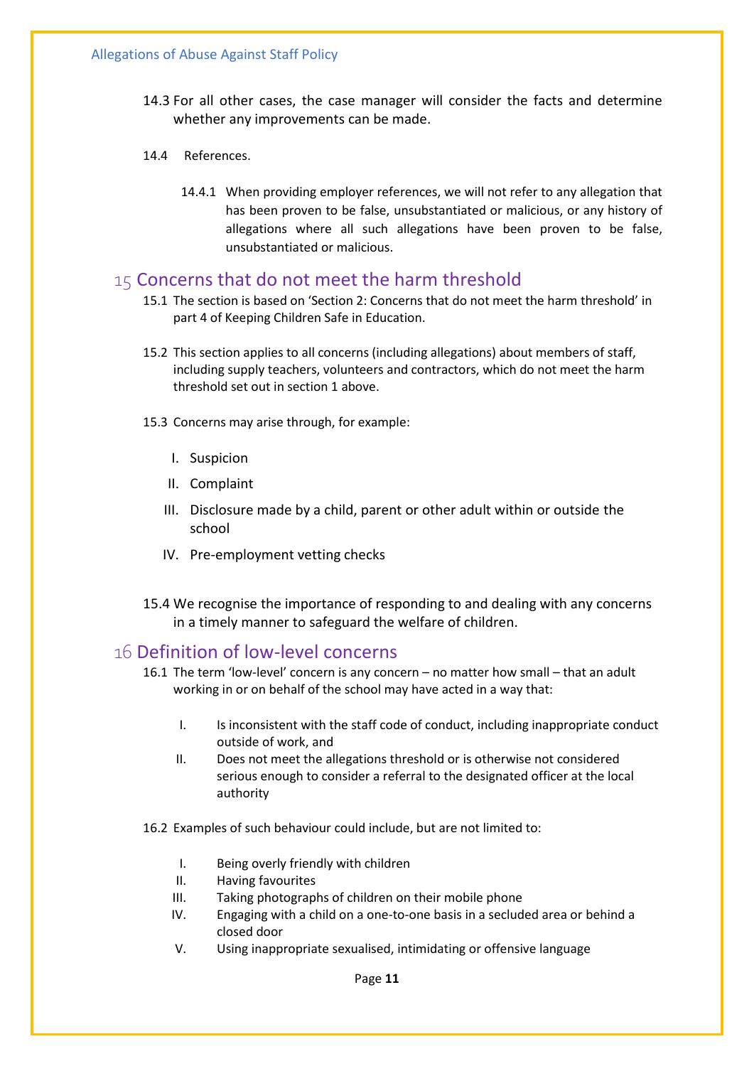14.3 For all other cases, the case manager will consider the facts and determine whether any improvements can be made.

14.4 References.

14.4.1 When providing employer references, we will not refer to any allegation that has been proven to be false, unsubstantiated or malicious, or any history of allegations where all such allegations have been proven to be false, unsubstantiated or malicious.

## 15 Concerns that do not meet the harm threshold

15.1 The section is based on 'Section 2: Concerns that do not meet the harm threshold' in part 4 of Keeping Children Safe in Education.

15.2 This section applies to all concerns (including allegations) about members of staff, including supply teachers, volunteers and contractors, which do not meet the harm threshold set out in section 1 above.

15.3 Concerns may arise through, for example:

I. Suspicion
II. Complaint
III. Disclosure made by a child, parent or other adult within or outside the school
IV. Pre-employment vetting checks

15.4 We recognise the importance of responding to and dealing with any concerns in a timely manner to safeguard the welfare of children.

## 16 Definition of low-level concerns

16.1 The term 'low-level' concern is any concern – no matter how small – that an adult working in or on behalf of the school may have acted in a way that:

I. Is inconsistent with the staff code of conduct, including inappropriate conduct outside of work, and
II. Does not meet the allegations threshold or is otherwise not considered serious enough to consider a referral to the designated officer at the local authority

16.2 Examples of such behaviour could include, but are not limited to:

I. Being overly friendly with children
II. Having favourites
III. Taking photographs of children on their mobile phone
IV. Engaging with a child on a one-to-one basis in a secluded area or behind a closed door
V. Using inappropriate sexualised, intimidating or offensive language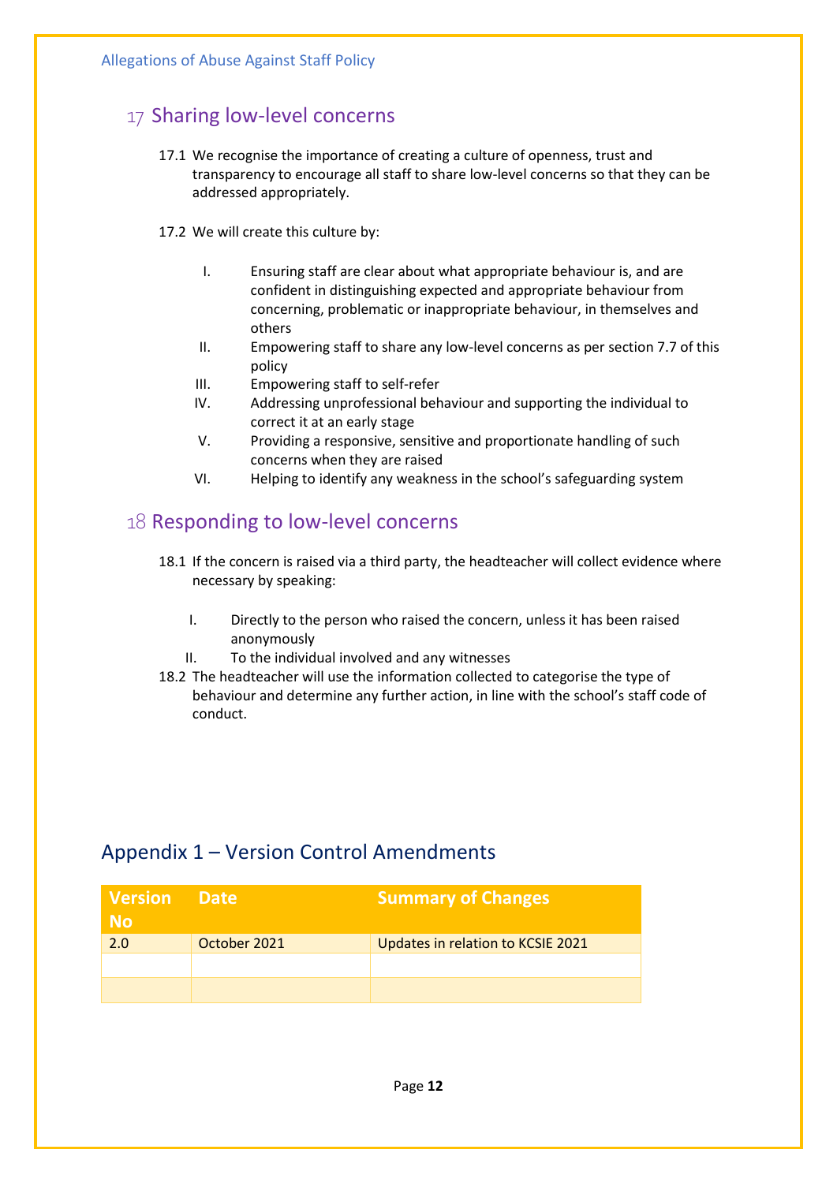## 17 Sharing low-level concerns

17.1 We recognise the importance of creating a culture of openness, trust and transparency to encourage all staff to share low-level concerns so that they can be addressed appropriately.

17.2 We will create this culture by:

I. Ensuring staff are clear about what appropriate behaviour is, and are confident in distinguishing expected and appropriate behaviour from concerning, problematic or inappropriate behaviour, in themselves and others
II. Empowering staff to share any low-level concerns as per section 7.7 of this policy
III. Empowering staff to self-refer
IV. Addressing unprofessional behaviour and supporting the individual to correct it at an early stage
V. Providing a responsive, sensitive and proportionate handling of such concerns when they are raised
VI. Helping to identify any weakness in the school's safeguarding system

## 18 Responding to low-level concerns

18.1 If the concern is raised via a third party, the headteacher will collect evidence where necessary by speaking:

I. Directly to the person who raised the concern, unless it has been raised anonymously
II. To the individual involved and any witnesses

18.2 The headteacher will use the information collected to categorise the type of behaviour and determine any further action, in line with the school's staff code of conduct.

## Appendix 1 – Version Control Amendments

| Version No | Date | Summary of Changes |
|---|---|---|
| 2.0 | October 2021 | Updates in relation to KCSIE 2021 |
| | | |
| | | |